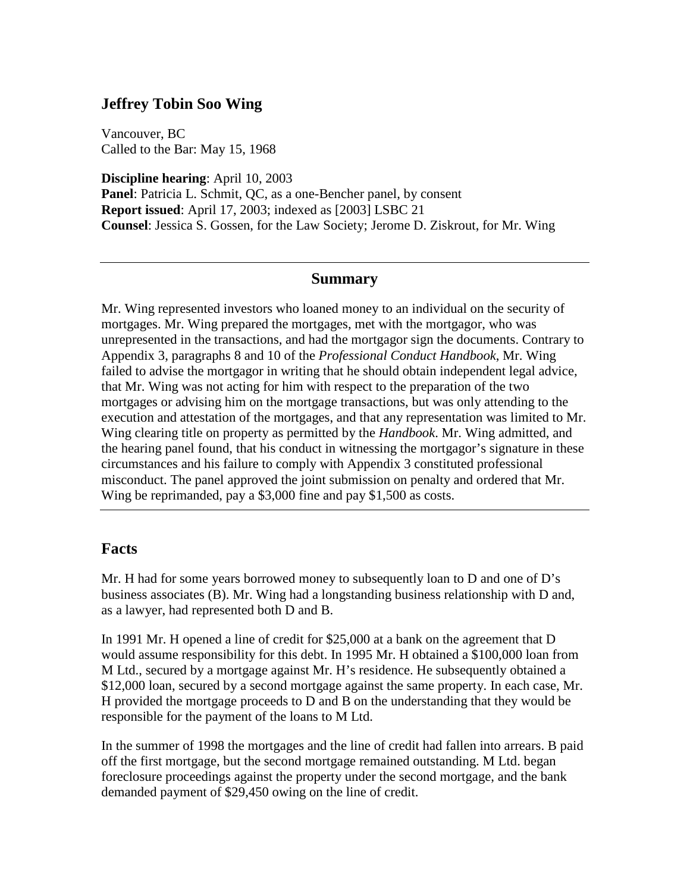## Jeffrey Tobin Soo Wing

Vancouver, BC
Called to the Bar: May 15, 1968

**Discipline hearing**: April 10, 2003
**Panel**: Patricia L. Schmit, QC, as a one-Bencher panel, by consent
**Report issued**: April 17, 2003; indexed as [2003] LSBC 21
**Counsel**: Jessica S. Gossen, for the Law Society; Jerome D. Ziskrout, for Mr. Wing

---

### Summary

Mr. Wing represented investors who loaned money to an individual on the security of mortgages. Mr. Wing prepared the mortgages, met with the mortgagor, who was unrepresented in the transactions, and had the mortgagor sign the documents. Contrary to Appendix 3, paragraphs 8 and 10 of the *Professional Conduct Handbook*, Mr. Wing failed to advise the mortgagor in writing that he should obtain independent legal advice, that Mr. Wing was not acting for him with respect to the preparation of the two mortgages or advising him on the mortgage transactions, but was only attending to the execution and attestation of the mortgages, and that any representation was limited to Mr. Wing clearing title on property as permitted by the *Handbook*. Mr. Wing admitted, and the hearing panel found, that his conduct in witnessing the mortgagor's signature in these circumstances and his failure to comply with Appendix 3 constituted professional misconduct. The panel approved the joint submission on penalty and ordered that Mr. Wing be reprimanded, pay a $3,000 fine and pay $1,500 as costs.

---

## Facts

Mr. H had for some years borrowed money to subsequently loan to D and one of D's business associates (B). Mr. Wing had a longstanding business relationship with D and, as a lawyer, had represented both D and B.

In 1991 Mr. H opened a line of credit for $25,000 at a bank on the agreement that D would assume responsibility for this debt. In 1995 Mr. H obtained a $100,000 loan from M Ltd., secured by a mortgage against Mr. H's residence. He subsequently obtained a $12,000 loan, secured by a second mortgage against the same property. In each case, Mr. H provided the mortgage proceeds to D and B on the understanding that they would be responsible for the payment of the loans to M Ltd.

In the summer of 1998 the mortgages and the line of credit had fallen into arrears. B paid off the first mortgage, but the second mortgage remained outstanding. M Ltd. began foreclosure proceedings against the property under the second mortgage, and the bank demanded payment of $29,450 owing on the line of credit.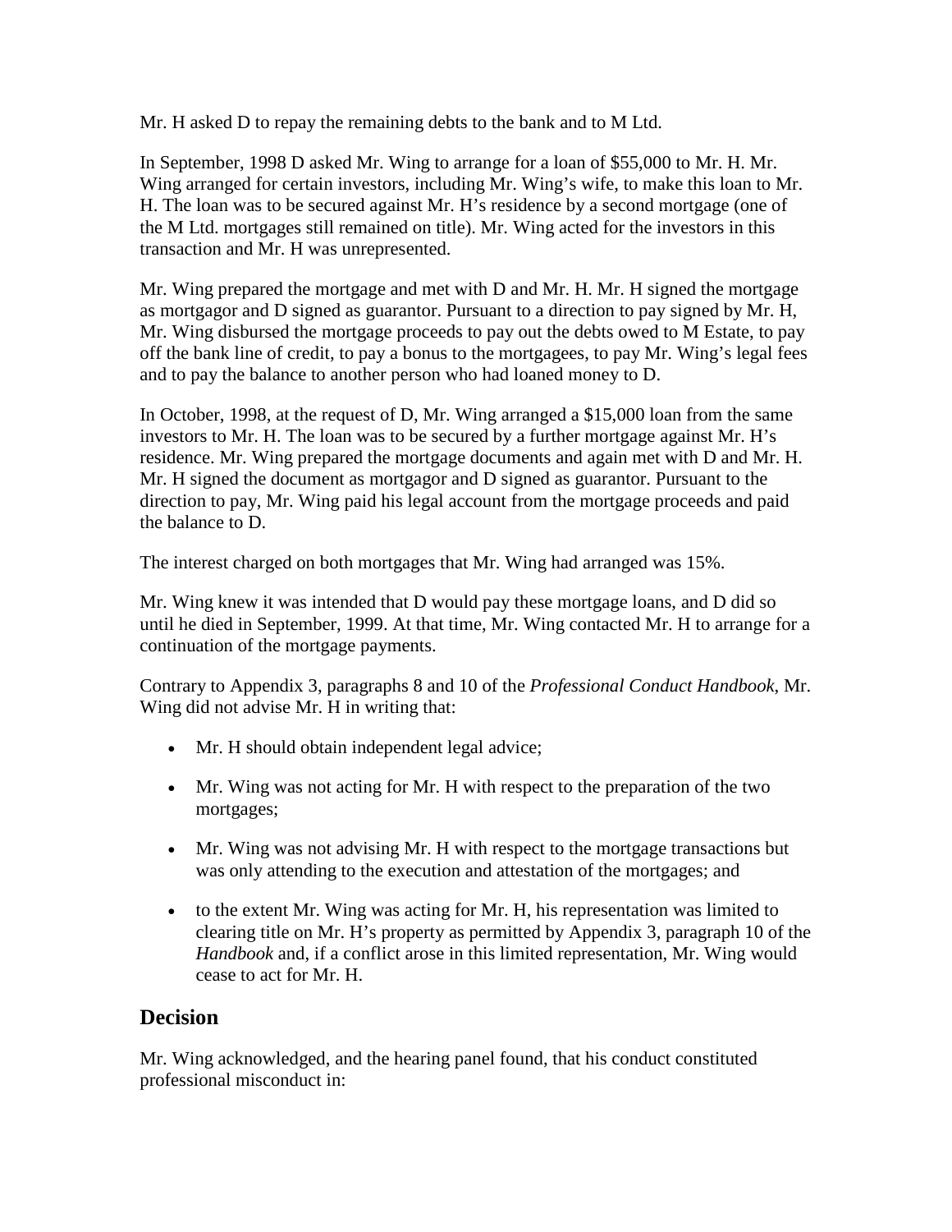Mr. H asked D to repay the remaining debts to the bank and to M Ltd.

In September, 1998 D asked Mr. Wing to arrange for a loan of $55,000 to Mr. H. Mr. Wing arranged for certain investors, including Mr. Wing's wife, to make this loan to Mr. H. The loan was to be secured against Mr. H's residence by a second mortgage (one of the M Ltd. mortgages still remained on title). Mr. Wing acted for the investors in this transaction and Mr. H was unrepresented.

Mr. Wing prepared the mortgage and met with D and Mr. H. Mr. H signed the mortgage as mortgagor and D signed as guarantor. Pursuant to a direction to pay signed by Mr. H, Mr. Wing disbursed the mortgage proceeds to pay out the debts owed to M Estate, to pay off the bank line of credit, to pay a bonus to the mortgagees, to pay Mr. Wing's legal fees and to pay the balance to another person who had loaned money to D.

In October, 1998, at the request of D, Mr. Wing arranged a $15,000 loan from the same investors to Mr. H. The loan was to be secured by a further mortgage against Mr. H's residence. Mr. Wing prepared the mortgage documents and again met with D and Mr. H. Mr. H signed the document as mortgagor and D signed as guarantor. Pursuant to the direction to pay, Mr. Wing paid his legal account from the mortgage proceeds and paid the balance to D.

The interest charged on both mortgages that Mr. Wing had arranged was 15%.

Mr. Wing knew it was intended that D would pay these mortgage loans, and D did so until he died in September, 1999. At that time, Mr. Wing contacted Mr. H to arrange for a continuation of the mortgage payments.

Contrary to Appendix 3, paragraphs 8 and 10 of the *Professional Conduct Handbook*, Mr. Wing did not advise Mr. H in writing that:

- Mr. H should obtain independent legal advice;
- Mr. Wing was not acting for Mr. H with respect to the preparation of the two mortgages;
- Mr. Wing was not advising Mr. H with respect to the mortgage transactions but was only attending to the execution and attestation of the mortgages; and
- to the extent Mr. Wing was acting for Mr. H, his representation was limited to clearing title on Mr. H's property as permitted by Appendix 3, paragraph 10 of the *Handbook* and, if a conflict arose in this limited representation, Mr. Wing would cease to act for Mr. H.

## Decision

Mr. Wing acknowledged, and the hearing panel found, that his conduct constituted professional misconduct in: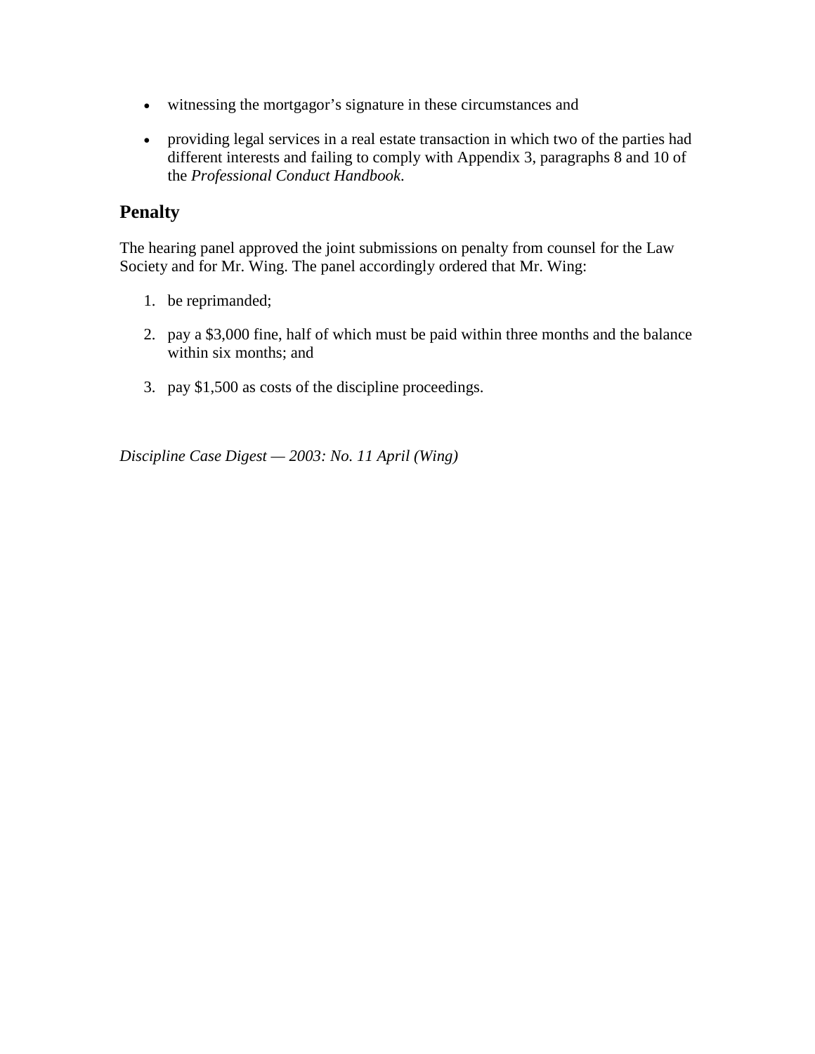- witnessing the mortgagor's signature in these circumstances and
- providing legal services in a real estate transaction in which two of the parties had different interests and failing to comply with Appendix 3, paragraphs 8 and 10 of the *Professional Conduct Handbook*.

## Penalty

The hearing panel approved the joint submissions on penalty from counsel for the Law Society and for Mr. Wing. The panel accordingly ordered that Mr. Wing:

1. be reprimanded;
2. pay a $3,000 fine, half of which must be paid within three months and the balance within six months; and
3. pay $1,500 as costs of the discipline proceedings.

*Discipline Case Digest — 2003: No. 11 April (Wing)*